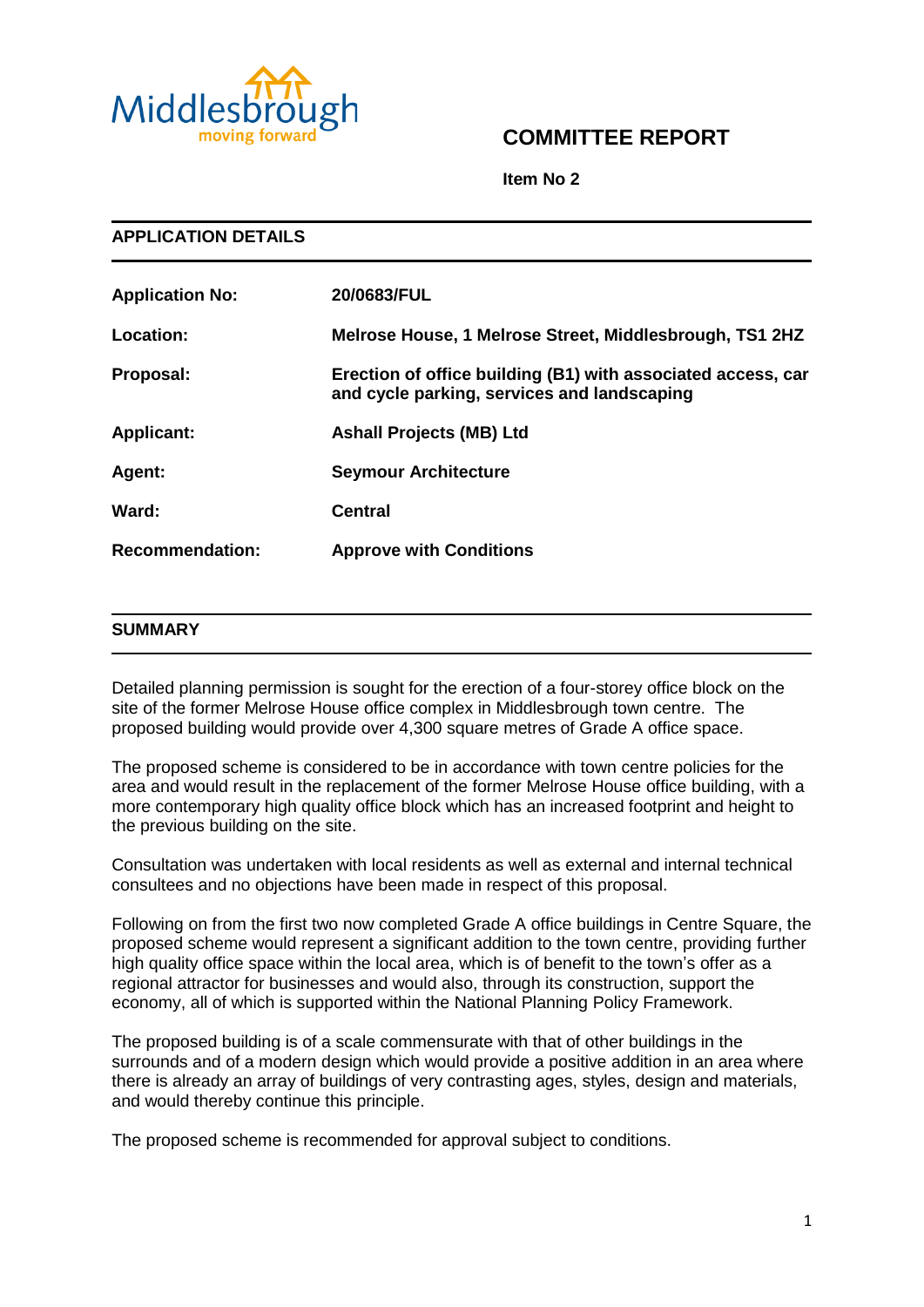# COMMITTEE REPORT

**Item No 2**

## APPLICATION DETAILS

| | |
|---|---|
| **Application No:** | **20/0683/FUL** |
| **Location:** | **Melrose House, 1 Melrose Street, Middlesbrough, TS1 2HZ** |
| **Proposal:** | **Erection of office building (B1) with associated access, car and cycle parking, services and landscaping** |
| **Applicant:** | **Ashall Projects (MB) Ltd** |
| **Agent:** | **Seymour Architecture** |
| **Ward:** | **Central** |
| **Recommendation:** | **Approve with Conditions** |

## SUMMARY

Detailed planning permission is sought for the erection of a four-storey office block on the site of the former Melrose House office complex in Middlesbrough town centre. The proposed building would provide over 4,300 square metres of Grade A office space.

The proposed scheme is considered to be in accordance with town centre policies for the area and would result in the replacement of the former Melrose House office building, with a more contemporary high quality office block which has an increased footprint and height to the previous building on the site.

Consultation was undertaken with local residents as well as external and internal technical consultees and no objections have been made in respect of this proposal.

Following on from the first two now completed Grade A office buildings in Centre Square, the proposed scheme would represent a significant addition to the town centre, providing further high quality office space within the local area, which is of benefit to the town's offer as a regional attractor for businesses and would also, through its construction, support the economy, all of which is supported within the National Planning Policy Framework.

The proposed building is of a scale commensurate with that of other buildings in the surrounds and of a modern design which would provide a positive addition in an area where there is already an array of buildings of very contrasting ages, styles, design and materials, and would thereby continue this principle.

The proposed scheme is recommended for approval subject to conditions.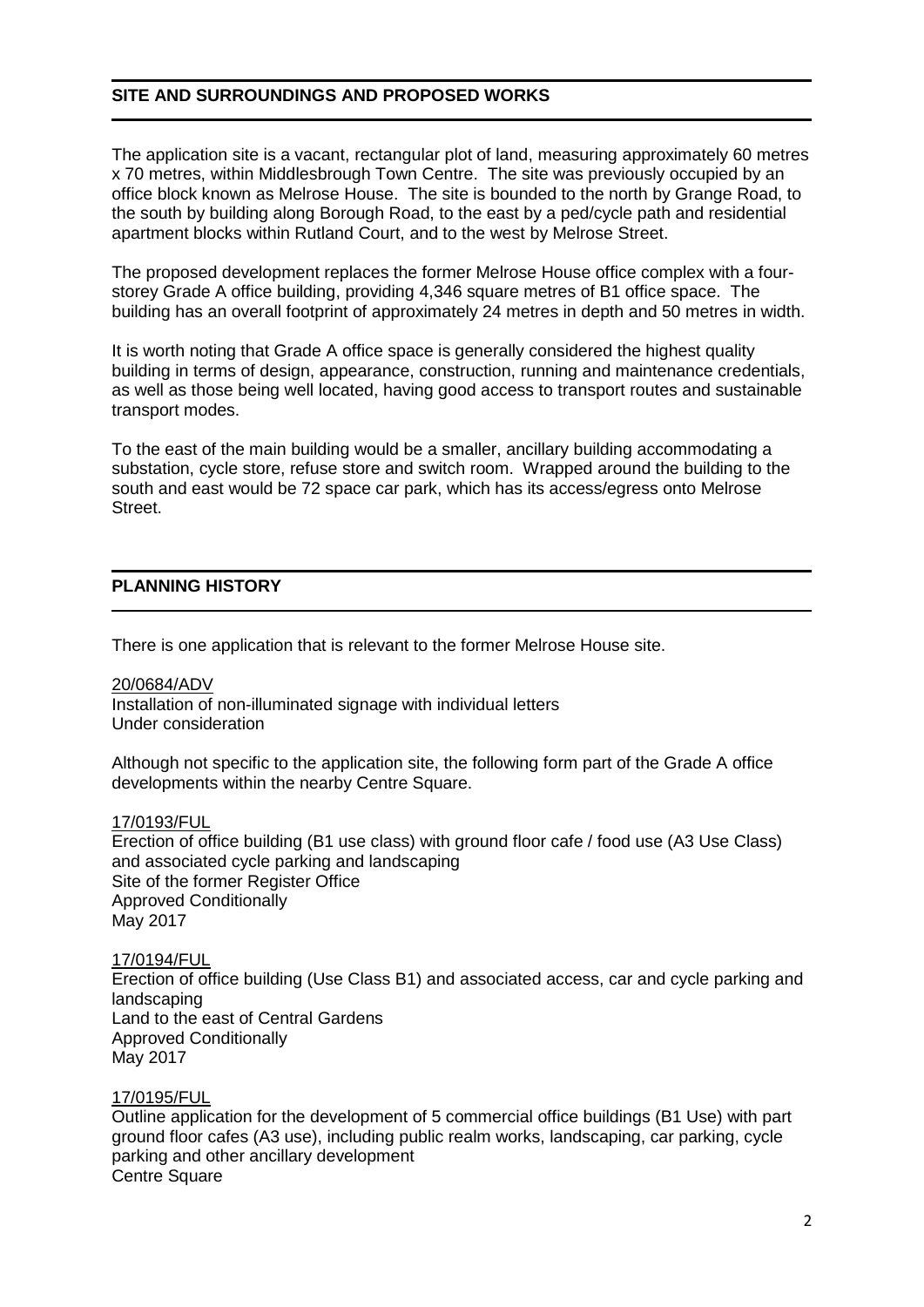## SITE AND SURROUNDINGS AND PROPOSED WORKS

The application site is a vacant, rectangular plot of land, measuring approximately 60 metres x 70 metres, within Middlesbrough Town Centre. The site was previously occupied by an office block known as Melrose House. The site is bounded to the north by Grange Road, to the south by building along Borough Road, to the east by a ped/cycle path and residential apartment blocks within Rutland Court, and to the west by Melrose Street.

The proposed development replaces the former Melrose House office complex with a four-storey Grade A office building, providing 4,346 square metres of B1 office space. The building has an overall footprint of approximately 24 metres in depth and 50 metres in width.

It is worth noting that Grade A office space is generally considered the highest quality building in terms of design, appearance, construction, running and maintenance credentials, as well as those being well located, having good access to transport routes and sustainable transport modes.

To the east of the main building would be a smaller, ancillary building accommodating a substation, cycle store, refuse store and switch room. Wrapped around the building to the south and east would be 72 space car park, which has its access/egress onto Melrose Street.

## PLANNING HISTORY

There is one application that is relevant to the former Melrose House site.

20/0684/ADV
Installation of non-illuminated signage with individual letters
Under consideration

Although not specific to the application site, the following form part of the Grade A office developments within the nearby Centre Square.

17/0193/FUL
Erection of office building (B1 use class) with ground floor cafe / food use (A3 Use Class) and associated cycle parking and landscaping
Site of the former Register Office
Approved Conditionally
May 2017

17/0194/FUL
Erection of office building (Use Class B1) and associated access, car and cycle parking and landscaping
Land to the east of Central Gardens
Approved Conditionally
May 2017

17/0195/FUL
Outline application for the development of 5 commercial office buildings (B1 Use) with part ground floor cafes (A3 use), including public realm works, landscaping, car parking, cycle parking and other ancillary development
Centre Square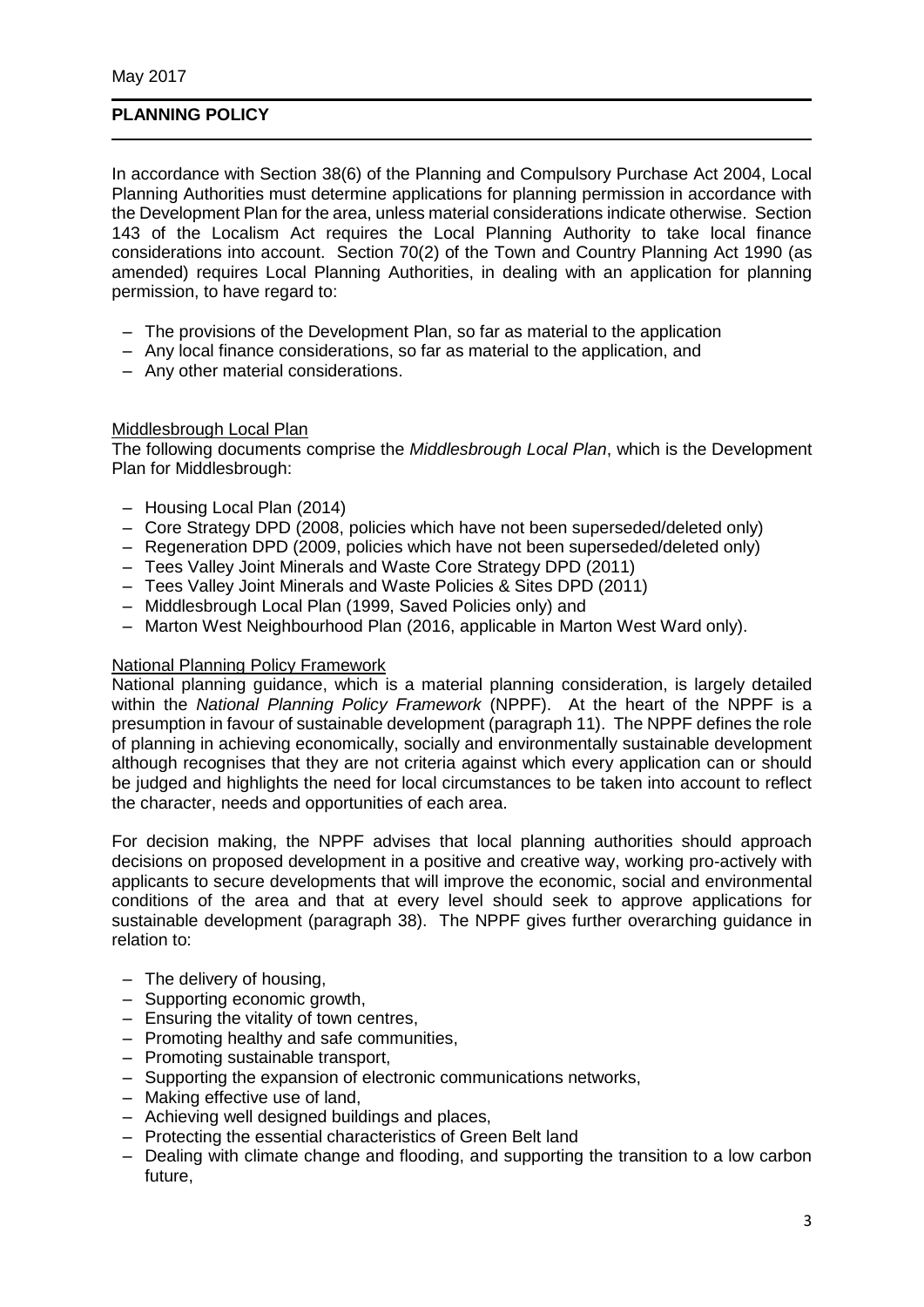May 2017

## PLANNING POLICY

In accordance with Section 38(6) of the Planning and Compulsory Purchase Act 2004, Local Planning Authorities must determine applications for planning permission in accordance with the Development Plan for the area, unless material considerations indicate otherwise. Section 143 of the Localism Act requires the Local Planning Authority to take local finance considerations into account. Section 70(2) of the Town and Country Planning Act 1990 (as amended) requires Local Planning Authorities, in dealing with an application for planning permission, to have regard to:

- The provisions of the Development Plan, so far as material to the application
- Any local finance considerations, so far as material to the application, and
- Any other material considerations.

### Middlesbrough Local Plan

The following documents comprise the *Middlesbrough Local Plan*, which is the Development Plan for Middlesbrough:

- Housing Local Plan (2014)
- Core Strategy DPD (2008, policies which have not been superseded/deleted only)
- Regeneration DPD (2009, policies which have not been superseded/deleted only)
- Tees Valley Joint Minerals and Waste Core Strategy DPD (2011)
- Tees Valley Joint Minerals and Waste Policies & Sites DPD (2011)
- Middlesbrough Local Plan (1999, Saved Policies only) and
- Marton West Neighbourhood Plan (2016, applicable in Marton West Ward only).

### National Planning Policy Framework

National planning guidance, which is a material planning consideration, is largely detailed within the *National Planning Policy Framework* (NPPF). At the heart of the NPPF is a presumption in favour of sustainable development (paragraph 11). The NPPF defines the role of planning in achieving economically, socially and environmentally sustainable development although recognises that they are not criteria against which every application can or should be judged and highlights the need for local circumstances to be taken into account to reflect the character, needs and opportunities of each area.

For decision making, the NPPF advises that local planning authorities should approach decisions on proposed development in a positive and creative way, working pro-actively with applicants to secure developments that will improve the economic, social and environmental conditions of the area and that at every level should seek to approve applications for sustainable development (paragraph 38). The NPPF gives further overarching guidance in relation to:

- The delivery of housing,
- Supporting economic growth,
- Ensuring the vitality of town centres,
- Promoting healthy and safe communities,
- Promoting sustainable transport,
- Supporting the expansion of electronic communications networks,
- Making effective use of land,
- Achieving well designed buildings and places,
- Protecting the essential characteristics of Green Belt land
- Dealing with climate change and flooding, and supporting the transition to a low carbon future,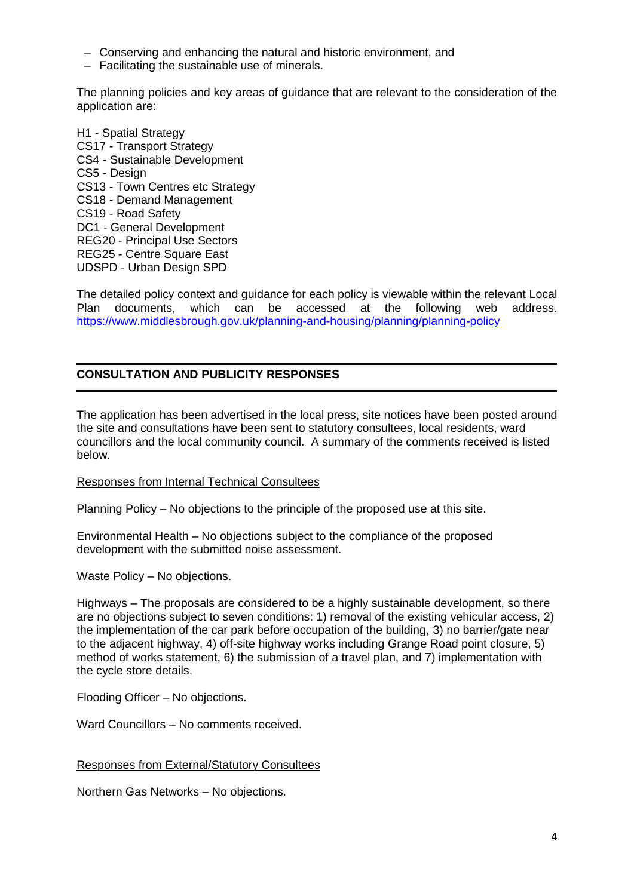- Conserving and enhancing the natural and historic environment, and
- Facilitating the sustainable use of minerals.

The planning policies and key areas of guidance that are relevant to the consideration of the application are:

H1 - Spatial Strategy
CS17 - Transport Strategy
CS4 - Sustainable Development
CS5 - Design
CS13 - Town Centres etc Strategy
CS18 - Demand Management
CS19 - Road Safety
DC1 - General Development
REG20 - Principal Use Sectors
REG25 - Centre Square East
UDSPD - Urban Design SPD

The detailed policy context and guidance for each policy is viewable within the relevant Local Plan documents, which can be accessed at the following web address. https://www.middlesbrough.gov.uk/planning-and-housing/planning/planning-policy

## CONSULTATION AND PUBLICITY RESPONSES

The application has been advertised in the local press, site notices have been posted around the site and consultations have been sent to statutory consultees, local residents, ward councillors and the local community council. A summary of the comments received is listed below.

Responses from Internal Technical Consultees

Planning Policy – No objections to the principle of the proposed use at this site.

Environmental Health – No objections subject to the compliance of the proposed development with the submitted noise assessment.

Waste Policy – No objections.

Highways – The proposals are considered to be a highly sustainable development, so there are no objections subject to seven conditions: 1) removal of the existing vehicular access, 2) the implementation of the car park before occupation of the building, 3) no barrier/gate near to the adjacent highway, 4) off-site highway works including Grange Road point closure, 5) method of works statement, 6) the submission of a travel plan, and 7) implementation with the cycle store details.

Flooding Officer – No objections.

Ward Councillors – No comments received.

Responses from External/Statutory Consultees

Northern Gas Networks – No objections.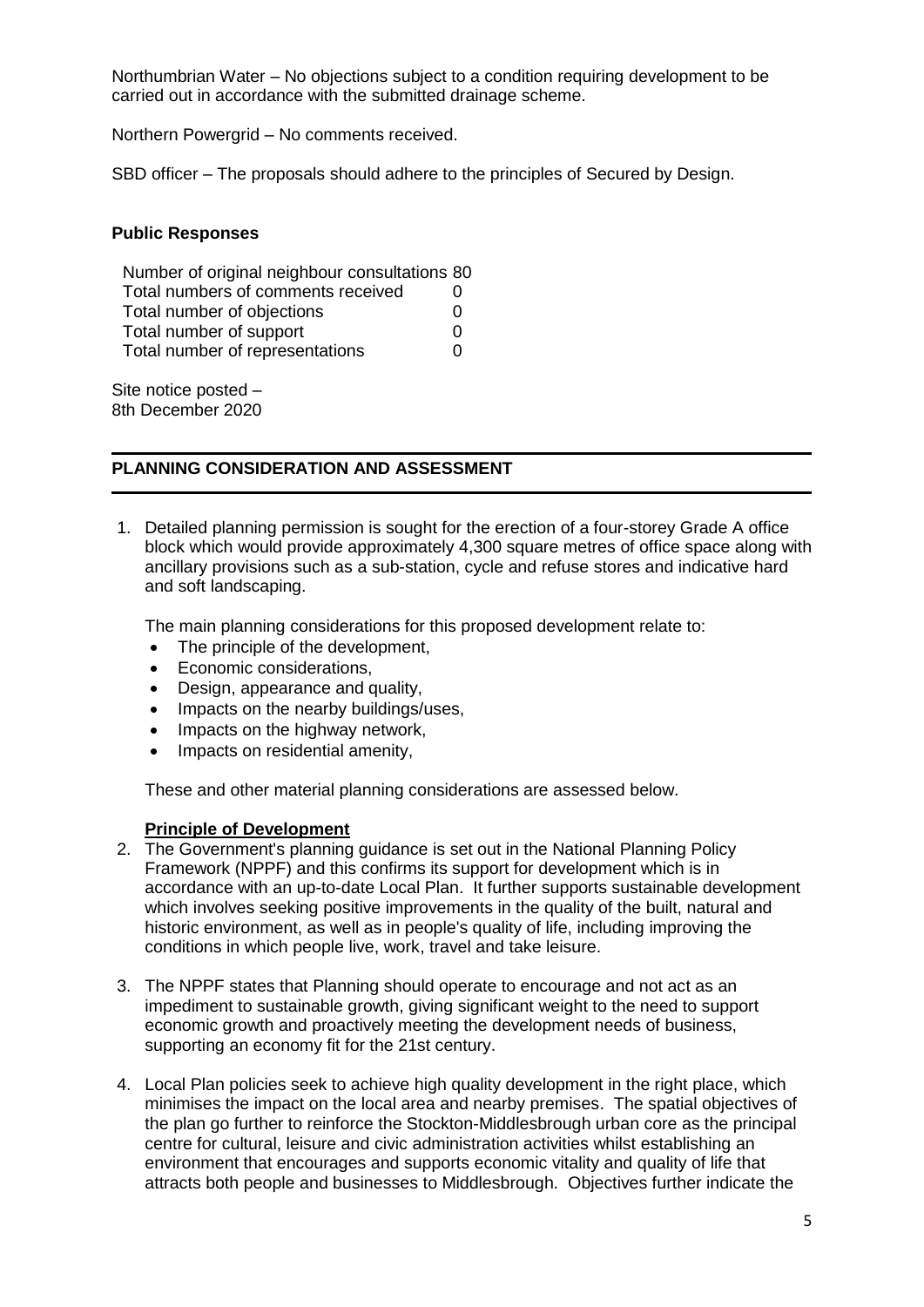Northumbrian Water – No objections subject to a condition requiring development to be carried out in accordance with the submitted drainage scheme.

Northern Powergrid – No comments received.

SBD officer – The proposals should adhere to the principles of Secured by Design.

**Public Responses**

| | |
|---|---|
| Number of original neighbour consultations | 80 |
| Total numbers of comments received | 0 |
| Total number of objections | 0 |
| Total number of support | 0 |
| Total number of representations | 0 |

Site notice posted – 8th December 2020

## PLANNING CONSIDERATION AND ASSESSMENT

1. Detailed planning permission is sought for the erection of a four-storey Grade A office block which would provide approximately 4,300 square metres of office space along with ancillary provisions such as a sub-station, cycle and refuse stores and indicative hard and soft landscaping.

   The main planning considerations for this proposed development relate to:

   - The principle of the development,
   - Economic considerations,
   - Design, appearance and quality,
   - Impacts on the nearby buildings/uses,
   - Impacts on the highway network,
   - Impacts on residential amenity,

   These and other material planning considerations are assessed below.

   **Principle of Development**

2. The Government's planning guidance is set out in the National Planning Policy Framework (NPPF) and this confirms its support for development which is in accordance with an up-to-date Local Plan. It further supports sustainable development which involves seeking positive improvements in the quality of the built, natural and historic environment, as well as in people's quality of life, including improving the conditions in which people live, work, travel and take leisure.

3. The NPPF states that Planning should operate to encourage and not act as an impediment to sustainable growth, giving significant weight to the need to support economic growth and proactively meeting the development needs of business, supporting an economy fit for the 21st century.

4. Local Plan policies seek to achieve high quality development in the right place, which minimises the impact on the local area and nearby premises. The spatial objectives of the plan go further to reinforce the Stockton-Middlesbrough urban core as the principal centre for cultural, leisure and civic administration activities whilst establishing an environment that encourages and supports economic vitality and quality of life that attracts both people and businesses to Middlesbrough. Objectives further indicate the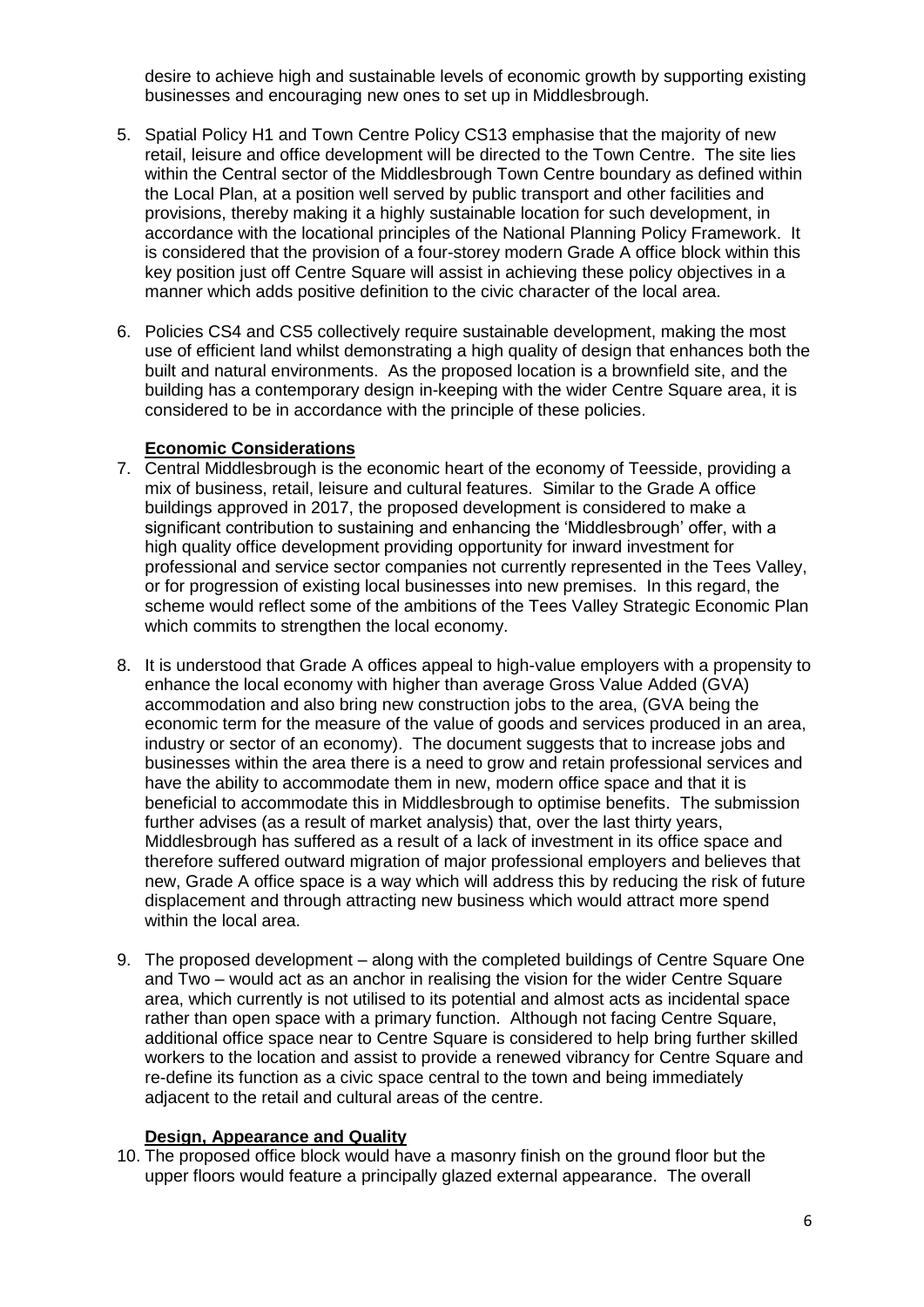desire to achieve high and sustainable levels of economic growth by supporting existing businesses and encouraging new ones to set up in Middlesbrough.

5. Spatial Policy H1 and Town Centre Policy CS13 emphasise that the majority of new retail, leisure and office development will be directed to the Town Centre. The site lies within the Central sector of the Middlesbrough Town Centre boundary as defined within the Local Plan, at a position well served by public transport and other facilities and provisions, thereby making it a highly sustainable location for such development, in accordance with the locational principles of the National Planning Policy Framework. It is considered that the provision of a four-storey modern Grade A office block within this key position just off Centre Square will assist in achieving these policy objectives in a manner which adds positive definition to the civic character of the local area.

6. Policies CS4 and CS5 collectively require sustainable development, making the most use of efficient land whilst demonstrating a high quality of design that enhances both the built and natural environments. As the proposed location is a brownfield site, and the building has a contemporary design in-keeping with the wider Centre Square area, it is considered to be in accordance with the principle of these policies.

**Economic Considerations**

7. Central Middlesbrough is the economic heart of the economy of Teesside, providing a mix of business, retail, leisure and cultural features. Similar to the Grade A office buildings approved in 2017, the proposed development is considered to make a significant contribution to sustaining and enhancing the 'Middlesbrough' offer, with a high quality office development providing opportunity for inward investment for professional and service sector companies not currently represented in the Tees Valley, or for progression of existing local businesses into new premises. In this regard, the scheme would reflect some of the ambitions of the Tees Valley Strategic Economic Plan which commits to strengthen the local economy.

8. It is understood that Grade A offices appeal to high-value employers with a propensity to enhance the local economy with higher than average Gross Value Added (GVA) accommodation and also bring new construction jobs to the area, (GVA being the economic term for the measure of the value of goods and services produced in an area, industry or sector of an economy). The document suggests that to increase jobs and businesses within the area there is a need to grow and retain professional services and have the ability to accommodate them in new, modern office space and that it is beneficial to accommodate this in Middlesbrough to optimise benefits. The submission further advises (as a result of market analysis) that, over the last thirty years, Middlesbrough has suffered as a result of a lack of investment in its office space and therefore suffered outward migration of major professional employers and believes that new, Grade A office space is a way which will address this by reducing the risk of future displacement and through attracting new business which would attract more spend within the local area.

9. The proposed development – along with the completed buildings of Centre Square One and Two – would act as an anchor in realising the vision for the wider Centre Square area, which currently is not utilised to its potential and almost acts as incidental space rather than open space with a primary function. Although not facing Centre Square, additional office space near to Centre Square is considered to help bring further skilled workers to the location and assist to provide a renewed vibrancy for Centre Square and re-define its function as a civic space central to the town and being immediately adjacent to the retail and cultural areas of the centre.

**Design, Appearance and Quality**

10. The proposed office block would have a masonry finish on the ground floor but the upper floors would feature a principally glazed external appearance. The overall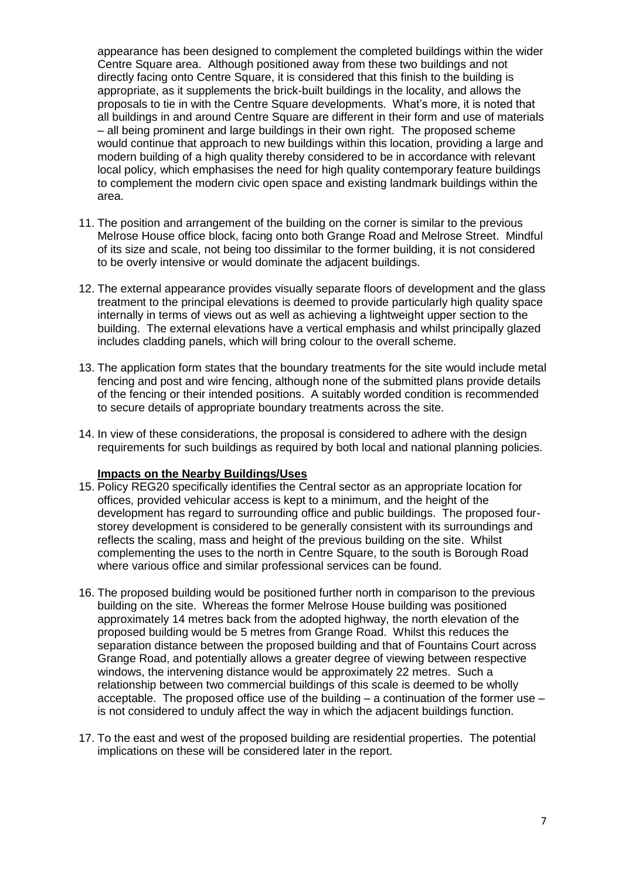appearance has been designed to complement the completed buildings within the wider Centre Square area. Although positioned away from these two buildings and not directly facing onto Centre Square, it is considered that this finish to the building is appropriate, as it supplements the brick-built buildings in the locality, and allows the proposals to tie in with the Centre Square developments. What's more, it is noted that all buildings in and around Centre Square are different in their form and use of materials – all being prominent and large buildings in their own right. The proposed scheme would continue that approach to new buildings within this location, providing a large and modern building of a high quality thereby considered to be in accordance with relevant local policy, which emphasises the need for high quality contemporary feature buildings to complement the modern civic open space and existing landmark buildings within the area.

11. The position and arrangement of the building on the corner is similar to the previous Melrose House office block, facing onto both Grange Road and Melrose Street. Mindful of its size and scale, not being too dissimilar to the former building, it is not considered to be overly intensive or would dominate the adjacent buildings.

12. The external appearance provides visually separate floors of development and the glass treatment to the principal elevations is deemed to provide particularly high quality space internally in terms of views out as well as achieving a lightweight upper section to the building. The external elevations have a vertical emphasis and whilst principally glazed includes cladding panels, which will bring colour to the overall scheme.

13. The application form states that the boundary treatments for the site would include metal fencing and post and wire fencing, although none of the submitted plans provide details of the fencing or their intended positions. A suitably worded condition is recommended to secure details of appropriate boundary treatments across the site.

14. In view of these considerations, the proposal is considered to adhere with the design requirements for such buildings as required by both local and national planning policies.

**Impacts on the Nearby Buildings/Uses**

15. Policy REG20 specifically identifies the Central sector as an appropriate location for offices, provided vehicular access is kept to a minimum, and the height of the development has regard to surrounding office and public buildings. The proposed four-storey development is considered to be generally consistent with its surroundings and reflects the scaling, mass and height of the previous building on the site. Whilst complementing the uses to the north in Centre Square, to the south is Borough Road where various office and similar professional services can be found.

16. The proposed building would be positioned further north in comparison to the previous building on the site. Whereas the former Melrose House building was positioned approximately 14 metres back from the adopted highway, the north elevation of the proposed building would be 5 metres from Grange Road. Whilst this reduces the separation distance between the proposed building and that of Fountains Court across Grange Road, and potentially allows a greater degree of viewing between respective windows, the intervening distance would be approximately 22 metres. Such a relationship between two commercial buildings of this scale is deemed to be wholly acceptable. The proposed office use of the building – a continuation of the former use – is not considered to unduly affect the way in which the adjacent buildings function.

17. To the east and west of the proposed building are residential properties. The potential implications on these will be considered later in the report.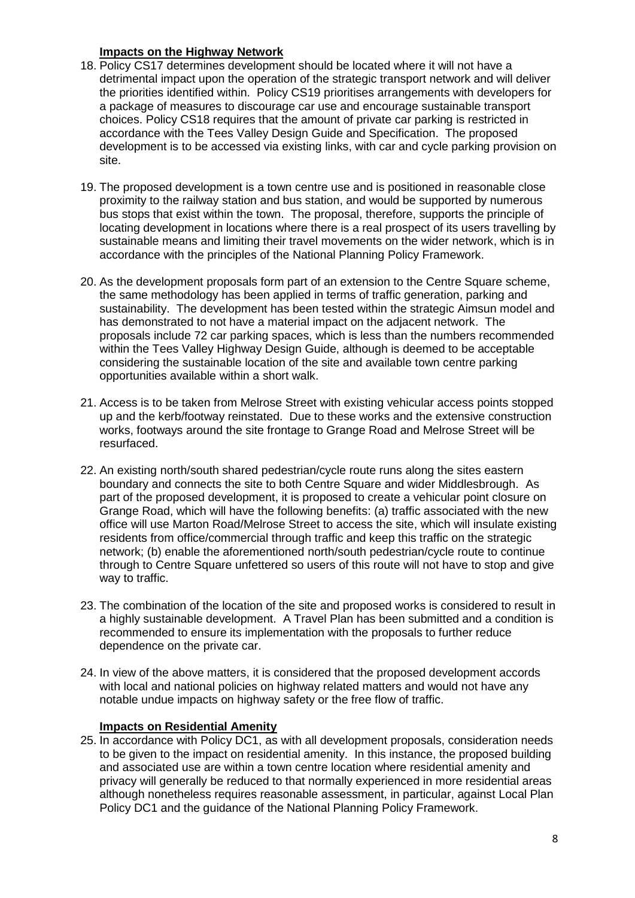**Impacts on the Highway Network**

18. Policy CS17 determines development should be located where it will not have a detrimental impact upon the operation of the strategic transport network and will deliver the priorities identified within. Policy CS19 prioritises arrangements with developers for a package of measures to discourage car use and encourage sustainable transport choices. Policy CS18 requires that the amount of private car parking is restricted in accordance with the Tees Valley Design Guide and Specification. The proposed development is to be accessed via existing links, with car and cycle parking provision on site.

19. The proposed development is a town centre use and is positioned in reasonable close proximity to the railway station and bus station, and would be supported by numerous bus stops that exist within the town. The proposal, therefore, supports the principle of locating development in locations where there is a real prospect of its users travelling by sustainable means and limiting their travel movements on the wider network, which is in accordance with the principles of the National Planning Policy Framework.

20. As the development proposals form part of an extension to the Centre Square scheme, the same methodology has been applied in terms of traffic generation, parking and sustainability. The development has been tested within the strategic Aimsun model and has demonstrated to not have a material impact on the adjacent network. The proposals include 72 car parking spaces, which is less than the numbers recommended within the Tees Valley Highway Design Guide, although is deemed to be acceptable considering the sustainable location of the site and available town centre parking opportunities available within a short walk.

21. Access is to be taken from Melrose Street with existing vehicular access points stopped up and the kerb/footway reinstated. Due to these works and the extensive construction works, footways around the site frontage to Grange Road and Melrose Street will be resurfaced.

22. An existing north/south shared pedestrian/cycle route runs along the sites eastern boundary and connects the site to both Centre Square and wider Middlesbrough. As part of the proposed development, it is proposed to create a vehicular point closure on Grange Road, which will have the following benefits: (a) traffic associated with the new office will use Marton Road/Melrose Street to access the site, which will insulate existing residents from office/commercial through traffic and keep this traffic on the strategic network; (b) enable the aforementioned north/south pedestrian/cycle route to continue through to Centre Square unfettered so users of this route will not have to stop and give way to traffic.

23. The combination of the location of the site and proposed works is considered to result in a highly sustainable development. A Travel Plan has been submitted and a condition is recommended to ensure its implementation with the proposals to further reduce dependence on the private car.

24. In view of the above matters, it is considered that the proposed development accords with local and national policies on highway related matters and would not have any notable undue impacts on highway safety or the free flow of traffic.

**Impacts on Residential Amenity**

25. In accordance with Policy DC1, as with all development proposals, consideration needs to be given to the impact on residential amenity. In this instance, the proposed building and associated use are within a town centre location where residential amenity and privacy will generally be reduced to that normally experienced in more residential areas although nonetheless requires reasonable assessment, in particular, against Local Plan Policy DC1 and the guidance of the National Planning Policy Framework.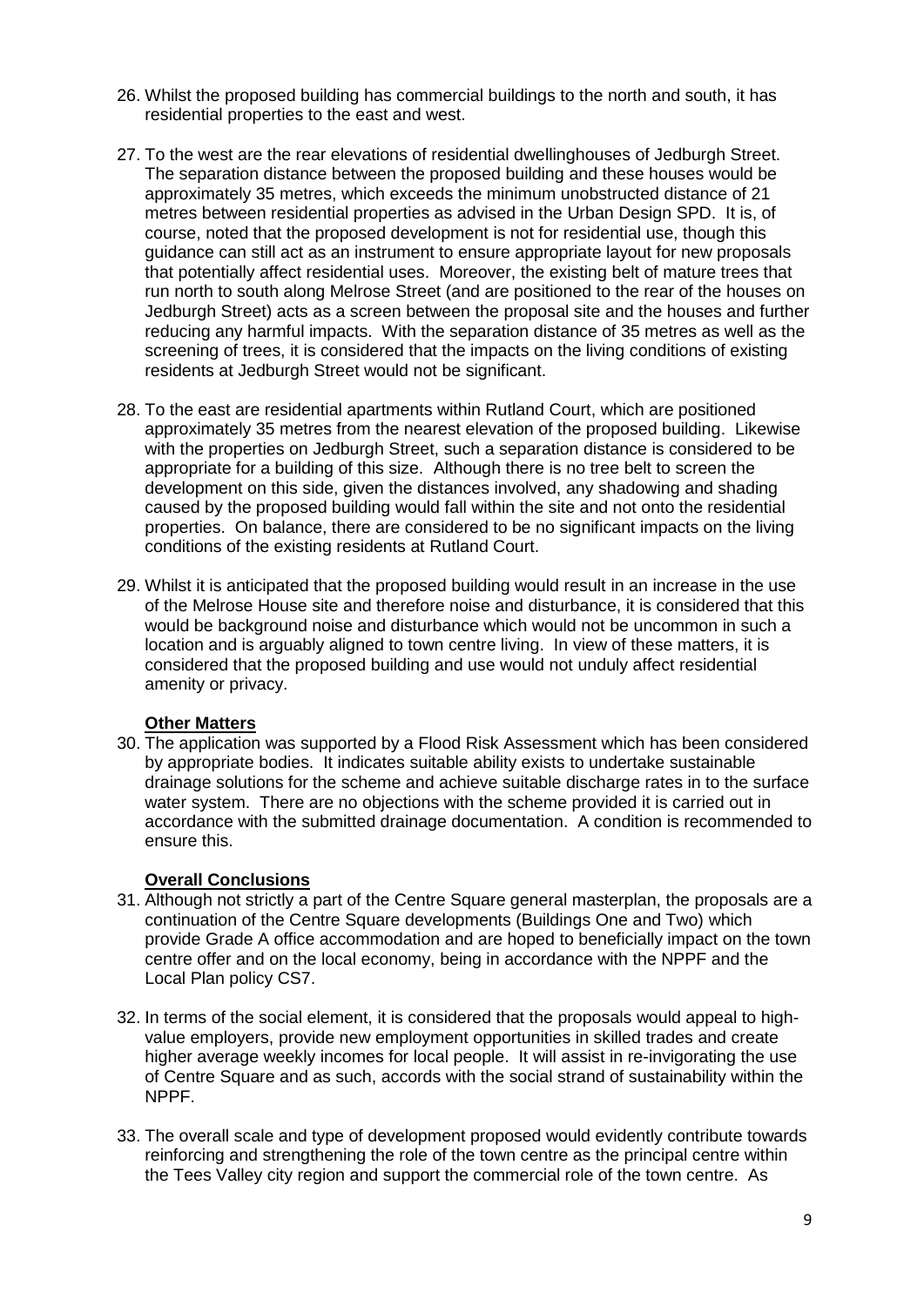26. Whilst the proposed building has commercial buildings to the north and south, it has residential properties to the east and west.

27. To the west are the rear elevations of residential dwellinghouses of Jedburgh Street. The separation distance between the proposed building and these houses would be approximately 35 metres, which exceeds the minimum unobstructed distance of 21 metres between residential properties as advised in the Urban Design SPD. It is, of course, noted that the proposed development is not for residential use, though this guidance can still act as an instrument to ensure appropriate layout for new proposals that potentially affect residential uses. Moreover, the existing belt of mature trees that run north to south along Melrose Street (and are positioned to the rear of the houses on Jedburgh Street) acts as a screen between the proposal site and the houses and further reducing any harmful impacts. With the separation distance of 35 metres as well as the screening of trees, it is considered that the impacts on the living conditions of existing residents at Jedburgh Street would not be significant.

28. To the east are residential apartments within Rutland Court, which are positioned approximately 35 metres from the nearest elevation of the proposed building. Likewise with the properties on Jedburgh Street, such a separation distance is considered to be appropriate for a building of this size. Although there is no tree belt to screen the development on this side, given the distances involved, any shadowing and shading caused by the proposed building would fall within the site and not onto the residential properties. On balance, there are considered to be no significant impacts on the living conditions of the existing residents at Rutland Court.

29. Whilst it is anticipated that the proposed building would result in an increase in the use of the Melrose House site and therefore noise and disturbance, it is considered that this would be background noise and disturbance which would not be uncommon in such a location and is arguably aligned to town centre living. In view of these matters, it is considered that the proposed building and use would not unduly affect residential amenity or privacy.

**Other Matters**

30. The application was supported by a Flood Risk Assessment which has been considered by appropriate bodies. It indicates suitable ability exists to undertake sustainable drainage solutions for the scheme and achieve suitable discharge rates in to the surface water system. There are no objections with the scheme provided it is carried out in accordance with the submitted drainage documentation. A condition is recommended to ensure this.

**Overall Conclusions**

31. Although not strictly a part of the Centre Square general masterplan, the proposals are a continuation of the Centre Square developments (Buildings One and Two) which provide Grade A office accommodation and are hoped to beneficially impact on the town centre offer and on the local economy, being in accordance with the NPPF and the Local Plan policy CS7.

32. In terms of the social element, it is considered that the proposals would appeal to high-value employers, provide new employment opportunities in skilled trades and create higher average weekly incomes for local people. It will assist in re-invigorating the use of Centre Square and as such, accords with the social strand of sustainability within the NPPF.

33. The overall scale and type of development proposed would evidently contribute towards reinforcing and strengthening the role of the town centre as the principal centre within the Tees Valley city region and support the commercial role of the town centre. As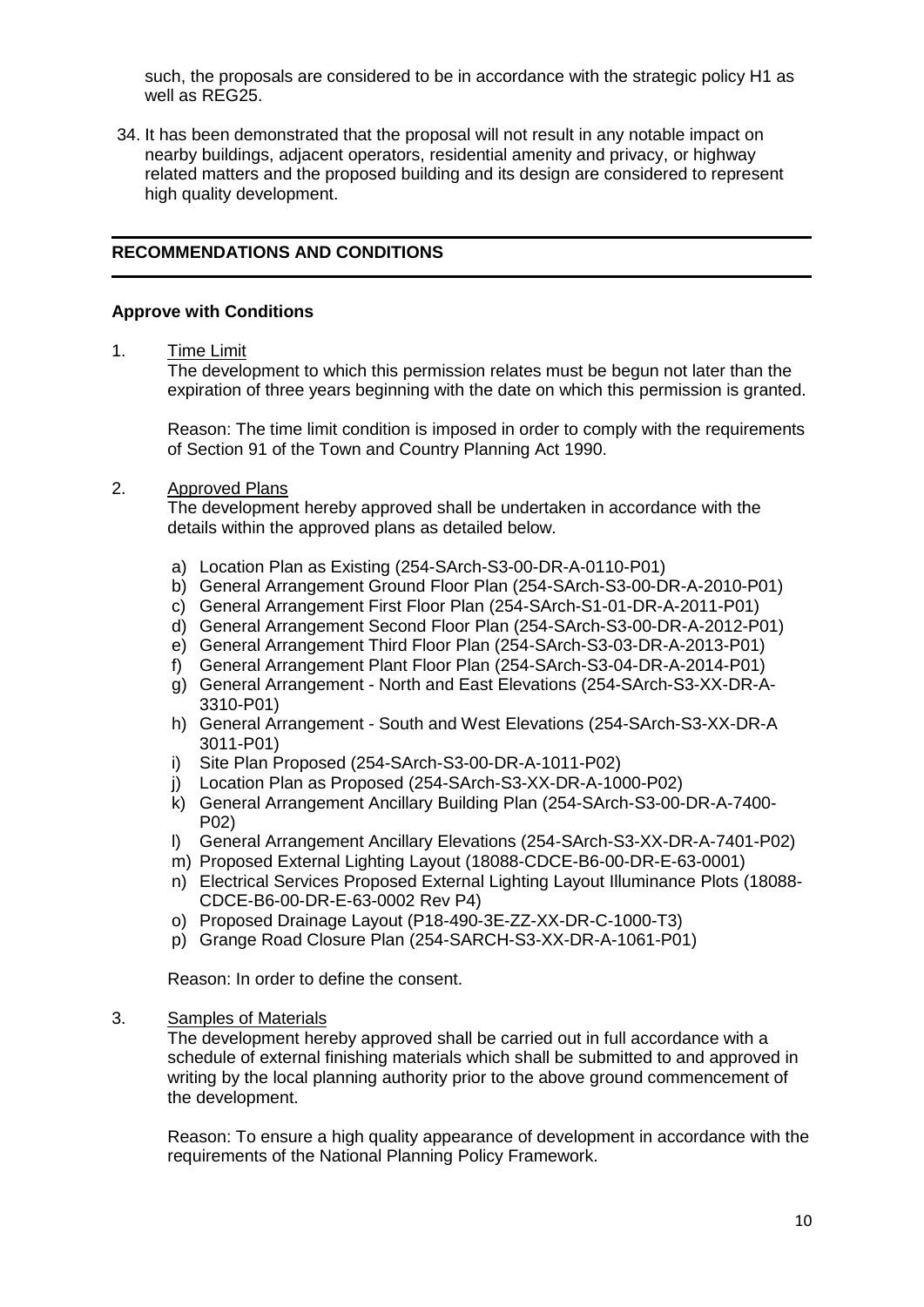such, the proposals are considered to be in accordance with the strategic policy H1 as well as REG25.

34. It has been demonstrated that the proposal will not result in any notable impact on nearby buildings, adjacent operators, residential amenity and privacy, or highway related matters and the proposed building and its design are considered to represent high quality development.

---

## RECOMMENDATIONS AND CONDITIONS

---

**Approve with Conditions**

1. Time Limit

   The development to which this permission relates must be begun not later than the expiration of three years beginning with the date on which this permission is granted.

   Reason: The time limit condition is imposed in order to comply with the requirements of Section 91 of the Town and Country Planning Act 1990.

2. Approved Plans

   The development hereby approved shall be undertaken in accordance with the details within the approved plans as detailed below.

   a) Location Plan as Existing (254-SArch-S3-00-DR-A-0110-P01)
   b) General Arrangement Ground Floor Plan (254-SArch-S3-00-DR-A-2010-P01)
   c) General Arrangement First Floor Plan (254-SArch-S1-01-DR-A-2011-P01)
   d) General Arrangement Second Floor Plan (254-SArch-S3-00-DR-A-2012-P01)
   e) General Arrangement Third Floor Plan (254-SArch-S3-03-DR-A-2013-P01)
   f) General Arrangement Plant Floor Plan (254-SArch-S3-04-DR-A-2014-P01)
   g) General Arrangement - North and East Elevations (254-SArch-S3-XX-DR-A-3310-P01)
   h) General Arrangement - South and West Elevations (254-SArch-S3-XX-DR-A 3011-P01)
   i) Site Plan Proposed (254-SArch-S3-00-DR-A-1011-P02)
   j) Location Plan as Proposed (254-SArch-S3-XX-DR-A-1000-P02)
   k) General Arrangement Ancillary Building Plan (254-SArch-S3-00-DR-A-7400-P02)
   l) General Arrangement Ancillary Elevations (254-SArch-S3-XX-DR-A-7401-P02)
   m) Proposed External Lighting Layout (18088-CDCE-B6-00-DR-E-63-0001)
   n) Electrical Services Proposed External Lighting Layout Illuminance Plots (18088-CDCE-B6-00-DR-E-63-0002 Rev P4)
   o) Proposed Drainage Layout (P18-490-3E-ZZ-XX-DR-C-1000-T3)
   p) Grange Road Closure Plan (254-SARCH-S3-XX-DR-A-1061-P01)

   Reason: In order to define the consent.

3. Samples of Materials

   The development hereby approved shall be carried out in full accordance with a schedule of external finishing materials which shall be submitted to and approved in writing by the local planning authority prior to the above ground commencement of the development.

   Reason: To ensure a high quality appearance of development in accordance with the requirements of the National Planning Policy Framework.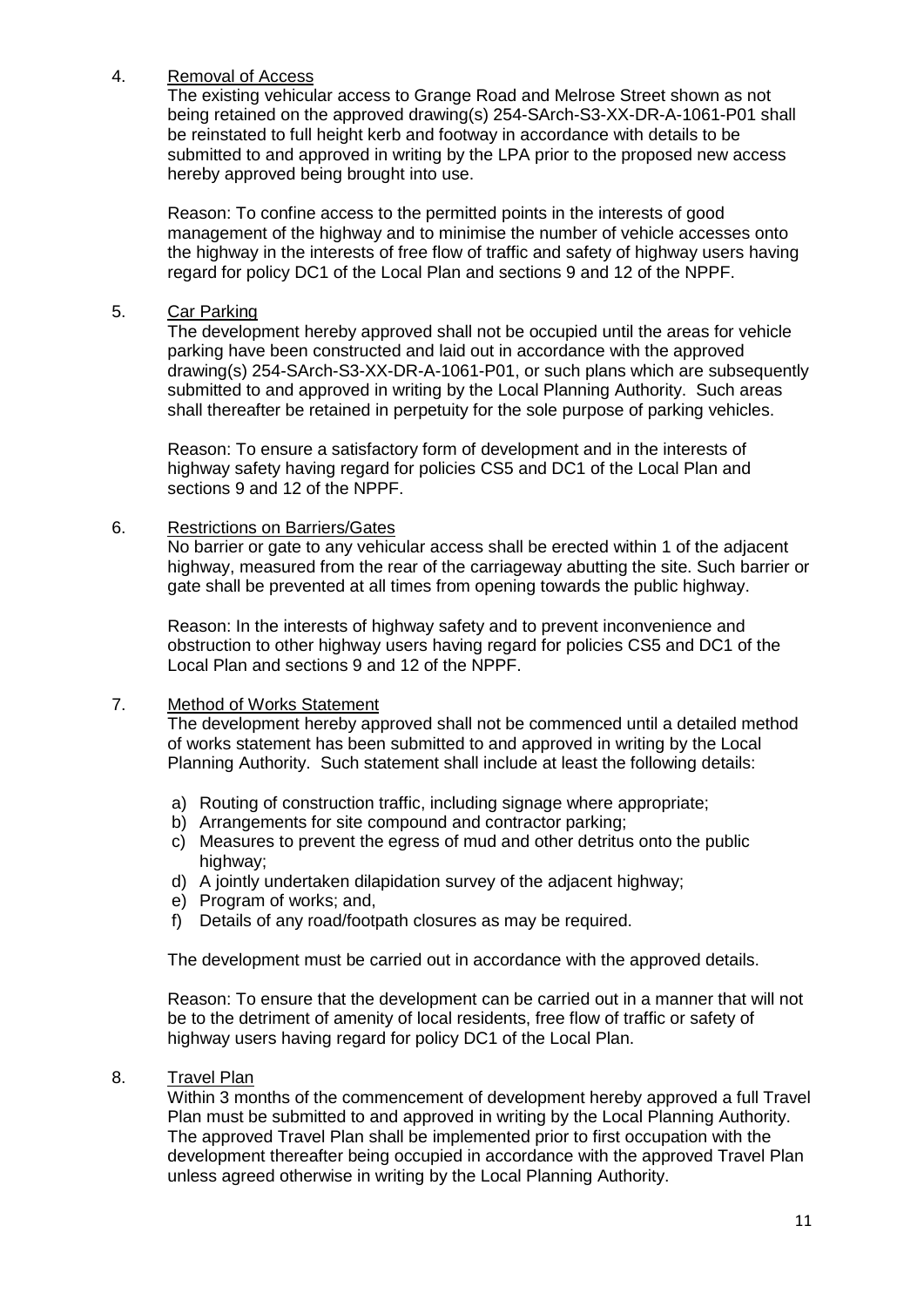4. <u>Removal of Access</u>

   The existing vehicular access to Grange Road and Melrose Street shown as not being retained on the approved drawing(s) 254-SArch-S3-XX-DR-A-1061-P01 shall be reinstated to full height kerb and footway in accordance with details to be submitted to and approved in writing by the LPA prior to the proposed new access hereby approved being brought into use.

   Reason: To confine access to the permitted points in the interests of good management of the highway and to minimise the number of vehicle accesses onto the highway in the interests of free flow of traffic and safety of highway users having regard for policy DC1 of the Local Plan and sections 9 and 12 of the NPPF.

5. <u>Car Parking</u>

   The development hereby approved shall not be occupied until the areas for vehicle parking have been constructed and laid out in accordance with the approved drawing(s) 254-SArch-S3-XX-DR-A-1061-P01, or such plans which are subsequently submitted to and approved in writing by the Local Planning Authority. Such areas shall thereafter be retained in perpetuity for the sole purpose of parking vehicles.

   Reason: To ensure a satisfactory form of development and in the interests of highway safety having regard for policies CS5 and DC1 of the Local Plan and sections 9 and 12 of the NPPF.

6. <u>Restrictions on Barriers/Gates</u>

   No barrier or gate to any vehicular access shall be erected within 1 of the adjacent highway, measured from the rear of the carriageway abutting the site. Such barrier or gate shall be prevented at all times from opening towards the public highway.

   Reason: In the interests of highway safety and to prevent inconvenience and obstruction to other highway users having regard for policies CS5 and DC1 of the Local Plan and sections 9 and 12 of the NPPF.

7. <u>Method of Works Statement</u>

   The development hereby approved shall not be commenced until a detailed method of works statement has been submitted to and approved in writing by the Local Planning Authority. Such statement shall include at least the following details:

   a) Routing of construction traffic, including signage where appropriate;
   b) Arrangements for site compound and contractor parking;
   c) Measures to prevent the egress of mud and other detritus onto the public highway;
   d) A jointly undertaken dilapidation survey of the adjacent highway;
   e) Program of works; and,
   f) Details of any road/footpath closures as may be required.

   The development must be carried out in accordance with the approved details.

   Reason: To ensure that the development can be carried out in a manner that will not be to the detriment of amenity of local residents, free flow of traffic or safety of highway users having regard for policy DC1 of the Local Plan.

8. <u>Travel Plan</u>

   Within 3 months of the commencement of development hereby approved a full Travel Plan must be submitted to and approved in writing by the Local Planning Authority. The approved Travel Plan shall be implemented prior to first occupation with the development thereafter being occupied in accordance with the approved Travel Plan unless agreed otherwise in writing by the Local Planning Authority.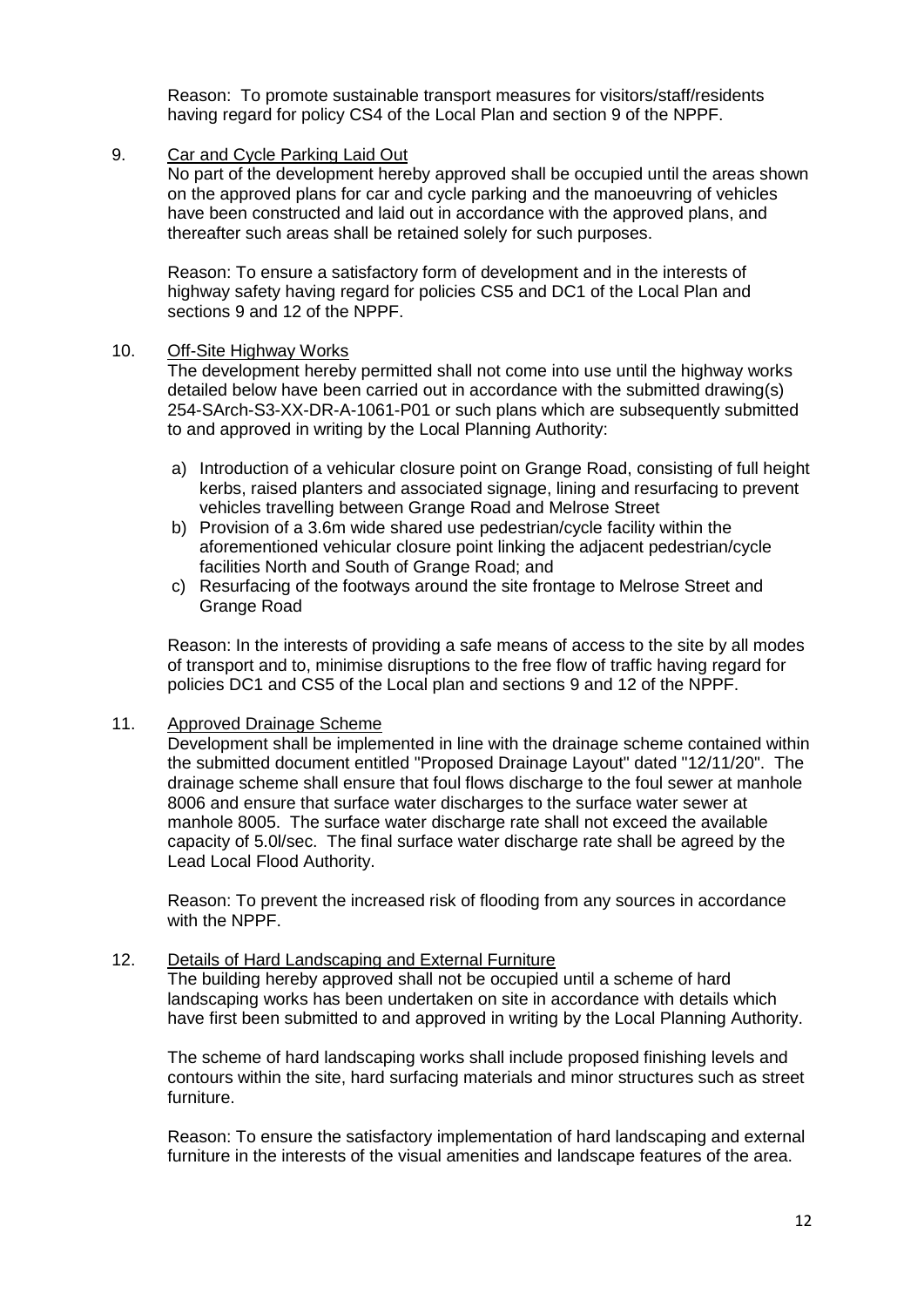Reason: To promote sustainable transport measures for visitors/staff/residents having regard for policy CS4 of the Local Plan and section 9 of the NPPF.

9. <u>Car and Cycle Parking Laid Out</u>

   No part of the development hereby approved shall be occupied until the areas shown on the approved plans for car and cycle parking and the manoeuvring of vehicles have been constructed and laid out in accordance with the approved plans, and thereafter such areas shall be retained solely for such purposes.

   Reason: To ensure a satisfactory form of development and in the interests of highway safety having regard for policies CS5 and DC1 of the Local Plan and sections 9 and 12 of the NPPF.

10. <u>Off-Site Highway Works</u>

    The development hereby permitted shall not come into use until the highway works detailed below have been carried out in accordance with the submitted drawing(s) 254-SArch-S3-XX-DR-A-1061-P01 or such plans which are subsequently submitted to and approved in writing by the Local Planning Authority:

    a) Introduction of a vehicular closure point on Grange Road, consisting of full height kerbs, raised planters and associated signage, lining and resurfacing to prevent vehicles travelling between Grange Road and Melrose Street
    b) Provision of a 3.6m wide shared use pedestrian/cycle facility within the aforementioned vehicular closure point linking the adjacent pedestrian/cycle facilities North and South of Grange Road; and
    c) Resurfacing of the footways around the site frontage to Melrose Street and Grange Road

    Reason: In the interests of providing a safe means of access to the site by all modes of transport and to, minimise disruptions to the free flow of traffic having regard for policies DC1 and CS5 of the Local plan and sections 9 and 12 of the NPPF.

11. <u>Approved Drainage Scheme</u>

    Development shall be implemented in line with the drainage scheme contained within the submitted document entitled "Proposed Drainage Layout" dated "12/11/20". The drainage scheme shall ensure that foul flows discharge to the foul sewer at manhole 8006 and ensure that surface water discharges to the surface water sewer at manhole 8005. The surface water discharge rate shall not exceed the available capacity of 5.0l/sec. The final surface water discharge rate shall be agreed by the Lead Local Flood Authority.

    Reason: To prevent the increased risk of flooding from any sources in accordance with the NPPF.

12. <u>Details of Hard Landscaping and External Furniture</u>

    The building hereby approved shall not be occupied until a scheme of hard landscaping works has been undertaken on site in accordance with details which have first been submitted to and approved in writing by the Local Planning Authority.

    The scheme of hard landscaping works shall include proposed finishing levels and contours within the site, hard surfacing materials and minor structures such as street furniture.

    Reason: To ensure the satisfactory implementation of hard landscaping and external furniture in the interests of the visual amenities and landscape features of the area.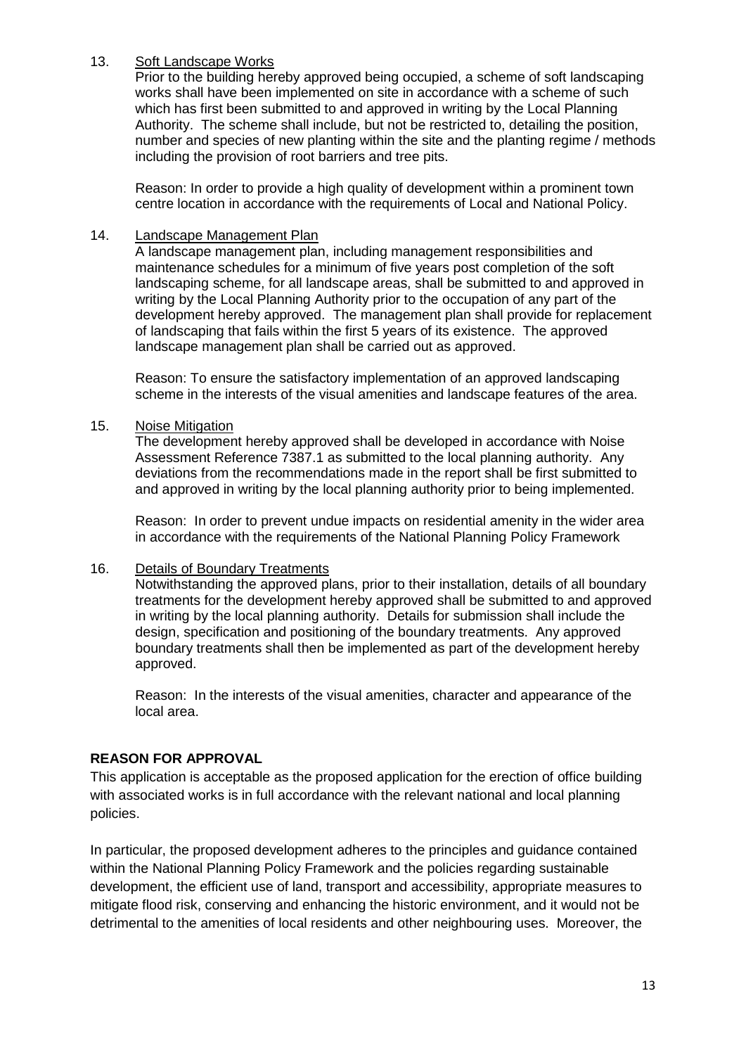13. <u>Soft Landscape Works</u>

    Prior to the building hereby approved being occupied, a scheme of soft landscaping works shall have been implemented on site in accordance with a scheme of such which has first been submitted to and approved in writing by the Local Planning Authority. The scheme shall include, but not be restricted to, detailing the position, number and species of new planting within the site and the planting regime / methods including the provision of root barriers and tree pits.

    Reason: In order to provide a high quality of development within a prominent town centre location in accordance with the requirements of Local and National Policy.

14. <u>Landscape Management Plan</u>

    A landscape management plan, including management responsibilities and maintenance schedules for a minimum of five years post completion of the soft landscaping scheme, for all landscape areas, shall be submitted to and approved in writing by the Local Planning Authority prior to the occupation of any part of the development hereby approved. The management plan shall provide for replacement of landscaping that fails within the first 5 years of its existence. The approved landscape management plan shall be carried out as approved.

    Reason: To ensure the satisfactory implementation of an approved landscaping scheme in the interests of the visual amenities and landscape features of the area.

15. <u>Noise Mitigation</u>

    The development hereby approved shall be developed in accordance with Noise Assessment Reference 7387.1 as submitted to the local planning authority. Any deviations from the recommendations made in the report shall be first submitted to and approved in writing by the local planning authority prior to being implemented.

    Reason: In order to prevent undue impacts on residential amenity in the wider area in accordance with the requirements of the National Planning Policy Framework

16. <u>Details of Boundary Treatments</u>

    Notwithstanding the approved plans, prior to their installation, details of all boundary treatments for the development hereby approved shall be submitted to and approved in writing by the local planning authority. Details for submission shall include the design, specification and positioning of the boundary treatments. Any approved boundary treatments shall then be implemented as part of the development hereby approved.

    Reason: In the interests of the visual amenities, character and appearance of the local area.

**REASON FOR APPROVAL**

This application is acceptable as the proposed application for the erection of office building with associated works is in full accordance with the relevant national and local planning policies.

In particular, the proposed development adheres to the principles and guidance contained within the National Planning Policy Framework and the policies regarding sustainable development, the efficient use of land, transport and accessibility, appropriate measures to mitigate flood risk, conserving and enhancing the historic environment, and it would not be detrimental to the amenities of local residents and other neighbouring uses. Moreover, the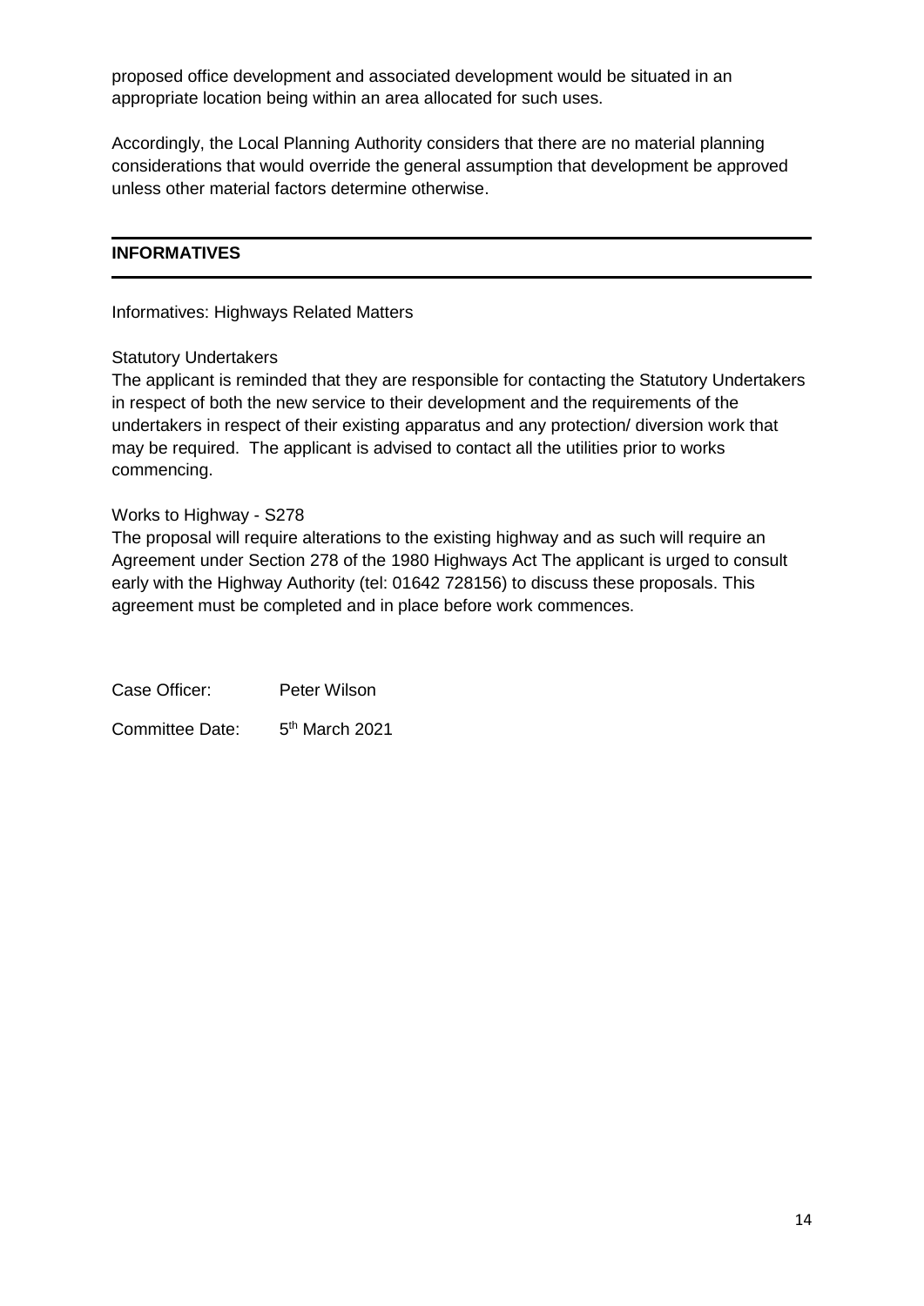proposed office development and associated development would be situated in an appropriate location being within an area allocated for such uses.

Accordingly, the Local Planning Authority considers that there are no material planning considerations that would override the general assumption that development be approved unless other material factors determine otherwise.

## INFORMATIVES

Informatives: Highways Related Matters

Statutory Undertakers
The applicant is reminded that they are responsible for contacting the Statutory Undertakers in respect of both the new service to their development and the requirements of the undertakers in respect of their existing apparatus and any protection/ diversion work that may be required. The applicant is advised to contact all the utilities prior to works commencing.

Works to Highway - S278
The proposal will require alterations to the existing highway and as such will require an Agreement under Section 278 of the 1980 Highways Act The applicant is urged to consult early with the Highway Authority (tel: 01642 728156) to discuss these proposals. This agreement must be completed and in place before work commences.

Case Officer: Peter Wilson

Committee Date: 5th March 2021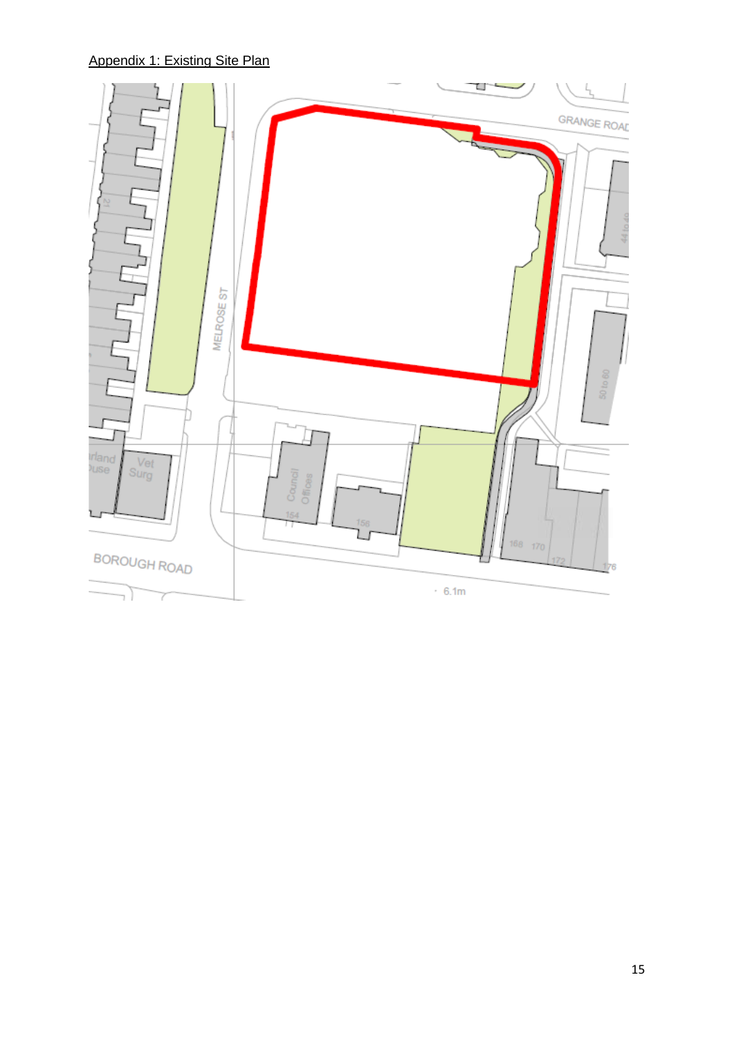Appendix 1: Existing Site Plan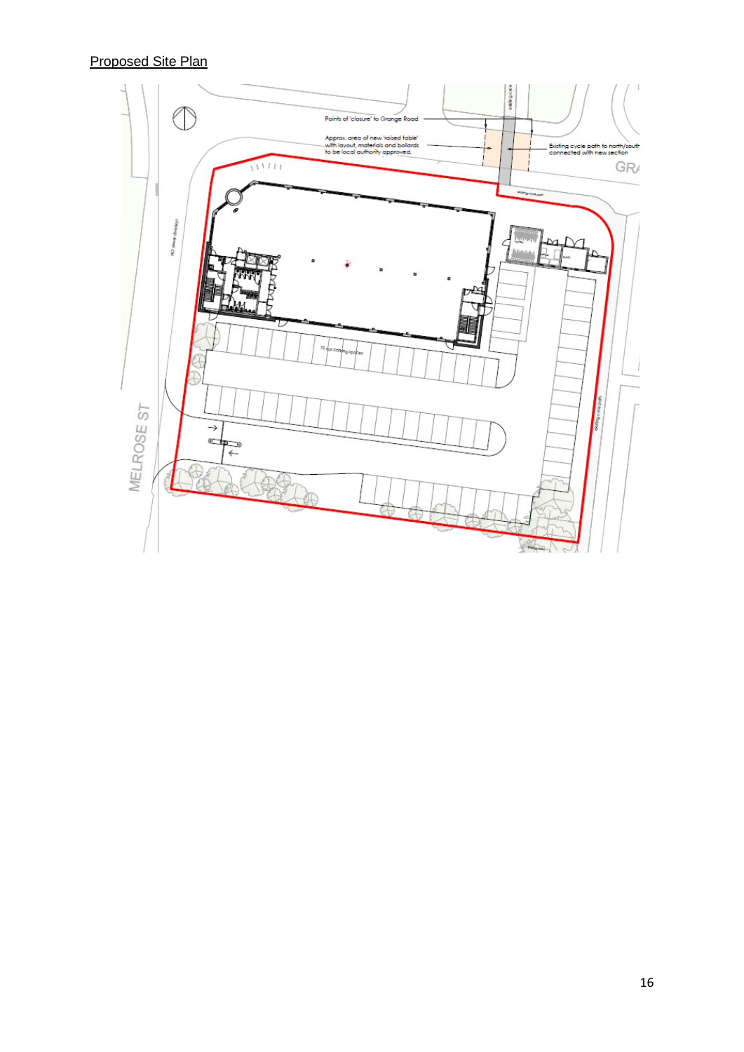Proposed Site Plan

Points of 'closure' to Grange Road

Approx. area of new 'raised table' with layout, materials and bollards to be local authority approved.

Existing cycle path to north/south connected with new section

GRA

MELROSE ST

72 Car Parking Spaces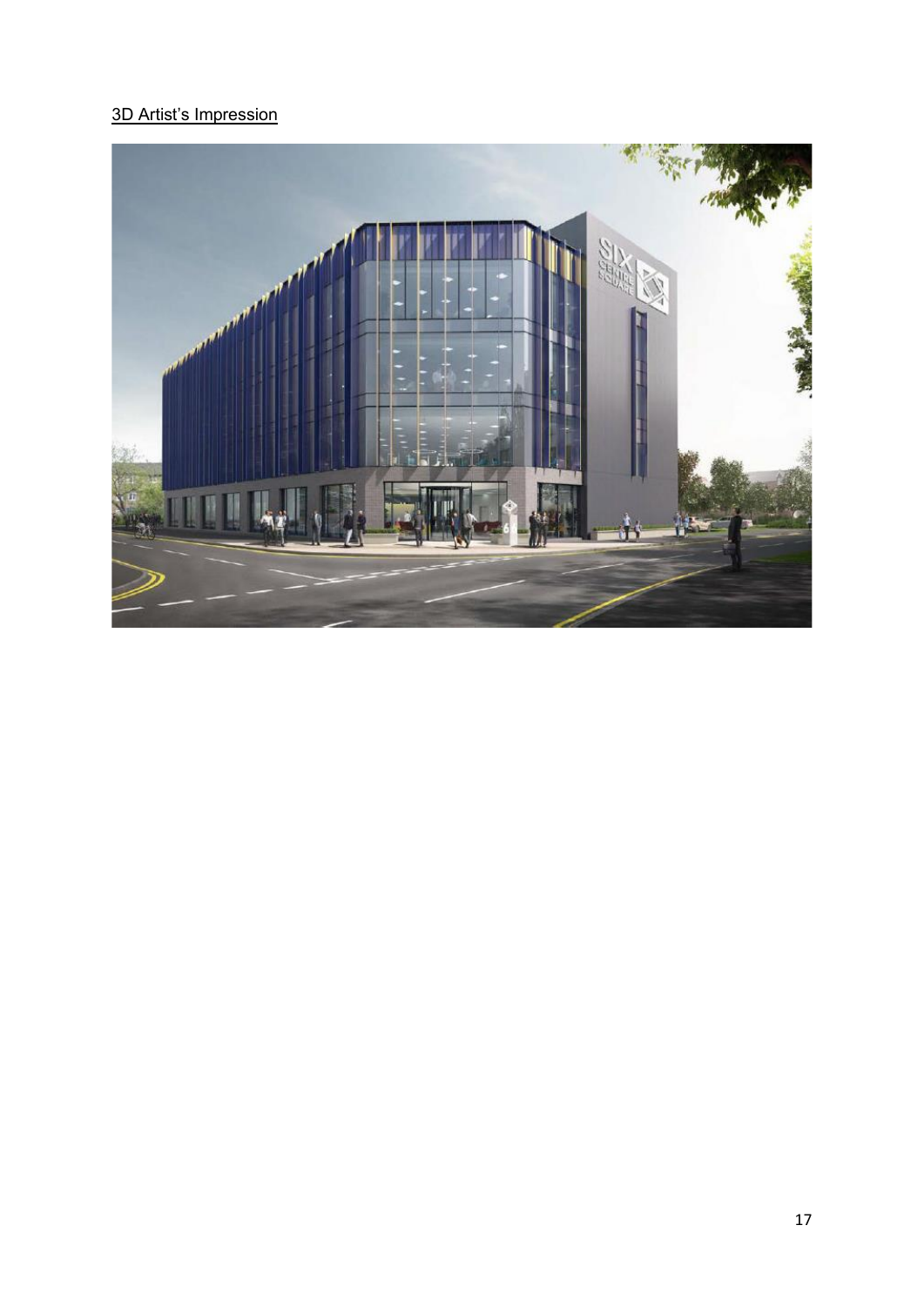3D Artist's Impression